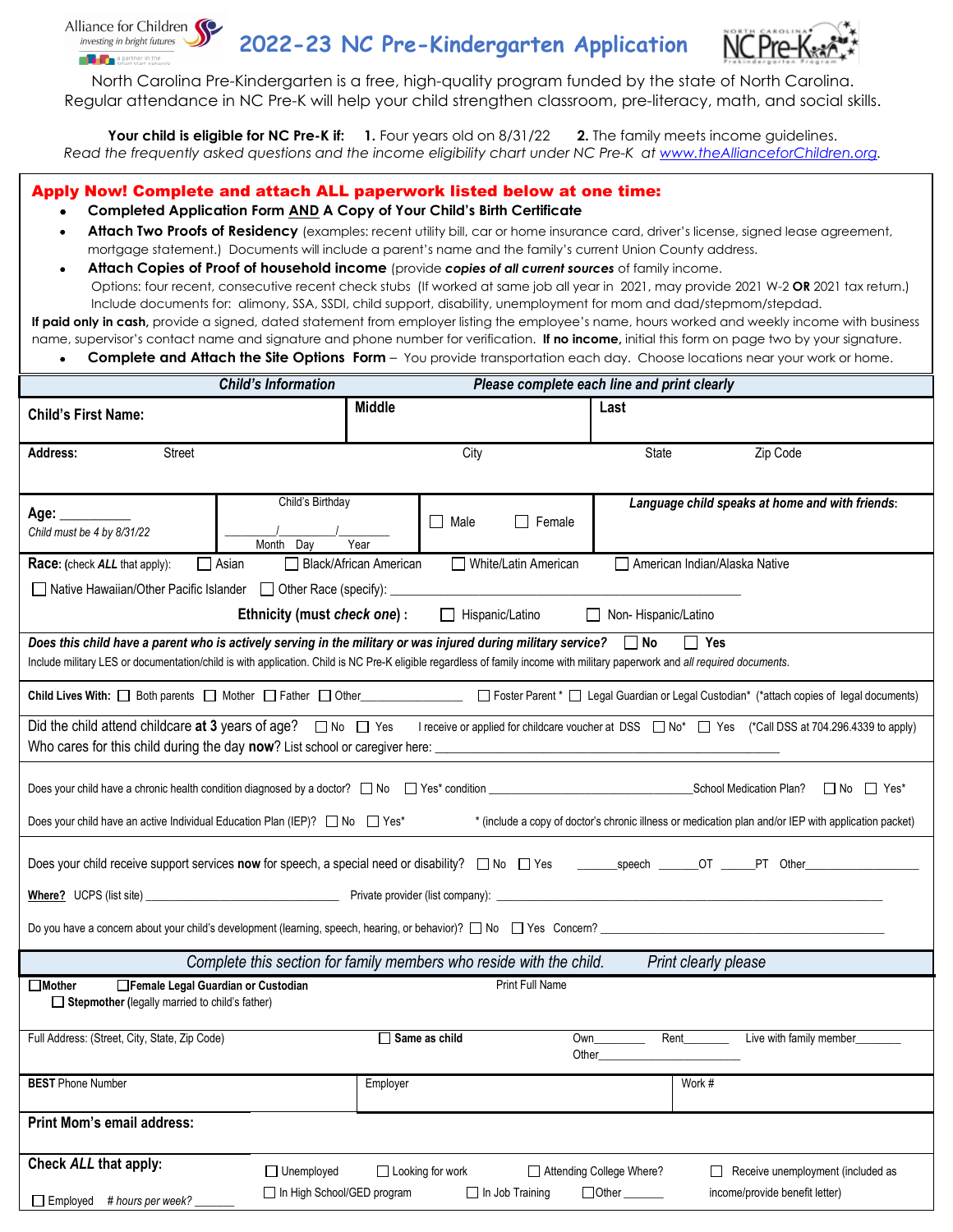Alliance for Children
*investing in bright futures*
a partner in the smart start network

# 2022-23 NC Pre-Kindergarten Application

NC Pre-K — North Carolina Prekindergarten Program

North Carolina Pre-Kindergarten is a free, high-quality program funded by the state of North Carolina. Regular attendance in NC Pre-K will help your child strengthen classroom, pre-literacy, math, and social skills.

**Your child is eligible for NC Pre-K if:** **1.** Four years old on 8/31/22 **2.** The family meets income guidelines.
*Read the frequently asked questions and the income eligibility chart under NC Pre-K at www.theAllianceforChildren.org.*

## Apply Now! Complete and attach ALL paperwork listed below at one time:

- **Completed Application Form AND A Copy of Your Child's Birth Certificate**
- **Attach Two Proofs of Residency** (examples: recent utility bill, car or home insurance card, driver's license, signed lease agreement, mortgage statement.) Documents will include a parent's name and the family's current Union County address.
- **Attach Copies of Proof of household income** (provide ***copies of all current sources*** of family income.
  Options: four recent, consecutive recent check stubs (If worked at same job all year in 2021, may provide 2021 W-2 **OR** 2021 tax return.)
  Include documents for: alimony, SSA, SSDI, child support, disability, unemployment for mom and dad/stepmom/stepdad.

**If paid only in cash,** provide a signed, dated statement from employer listing the employee's name, hours worked and weekly income with business name, supervisor's contact name and signature and phone number for verification. **If no income,** initial this form on page two by your signature.

- **Complete and Attach the Site Options Form** – You provide transportation each day. Choose locations near your work or home.

| ***Child's Information*** | ***Please complete each line and print clearly*** | |
|---|---|---|
| **Child's First Name:** | **Middle** | **Last** |
| **Address:** Street | City | State Zip Code |

**Age:** ___________ *Child must be 4 by 8/31/22*

Child's Birthday ________/________/________ Month Day Year

☐ Male ☐ Female

***Language child speaks at home and with friends*:**

**Race:** (check **ALL** that apply): ☐ Asian ☐ Black/African American ☐ White/Latin American ☐ American Indian/Alaska Native
☐ Native Hawaiian/Other Pacific Islander ☐ Other Race (specify): ___________________________________

**Ethnicity (must *check* one) :** ☐ Hispanic/Latino ☐ Non- Hispanic/Latino

***Does this child have a parent who is actively serving in the military or was injured during military service?*** ☐ **No** ☐ **Yes**
Include military LES or documentation/child is with application. Child is NC Pre-K eligible regardless of family income with military paperwork and *all required documents*.

**Child Lives With:** ☐ Both parents ☐ Mother ☐ Father ☐ Other________________ ☐ Foster Parent * ☐ Legal Guardian or Legal Custodian* (*attach copies of legal documents)

Did the child attend childcare **at** 3 years of age? ☐ No ☐ Yes I receive or applied for childcare voucher at DSS ☐ No* ☐ Yes (*Call DSS at 704.296.4339 to apply)
Who cares for this child during the day **now**? List school or caregiver here: ___________________________________

Does your child have a chronic health condition diagnosed by a doctor? ☐ No ☐ Yes* condition ______________________ School Medication Plan? ☐ No ☐ Yes*

Does your child have an active Individual Education Plan (IEP)? ☐ No ☐ Yes* * (include a copy of doctor's chronic illness or medication plan and/or IEP with application packet)

Does your child receive support services **now** for speech, a special need or disability? ☐ No ☐ Yes ______speech ______OT _____PT Other________________

**Where?** UCPS (list site) ________________________ Private provider (list company): ___________________________________

Do you have a concern about your child's development (learning, speech, hearing, or behavior)? ☐ No ☐ Yes Concern? ___________________________________

| *Complete this section for family members who reside with the child.* | | *Print clearly please* |
|---|---|---|
| ☐**Mother** ☐**Female Legal Guardian or Custodian** ☐ **Stepmother** (legally married to child's father) | Print Full Name | |
| Full Address: (Street, City, State, Zip Code) | ☐ **Same as child** | Own________ Rent________ Live with family member_______ Other_____________________ |
| **BEST** Phone Number | Employer | Work # |
| **Print Mom's email address:** | | |

**Check *ALL* that apply:**
☐ Unemployed ☐ Looking for work ☐ Attending College Where? ☐ Receive unemployment (included as income/provide benefit letter)
☐ Employed *# hours per week?* _______ ☐ In High School/GED program ☐ In Job Training ☐Other ______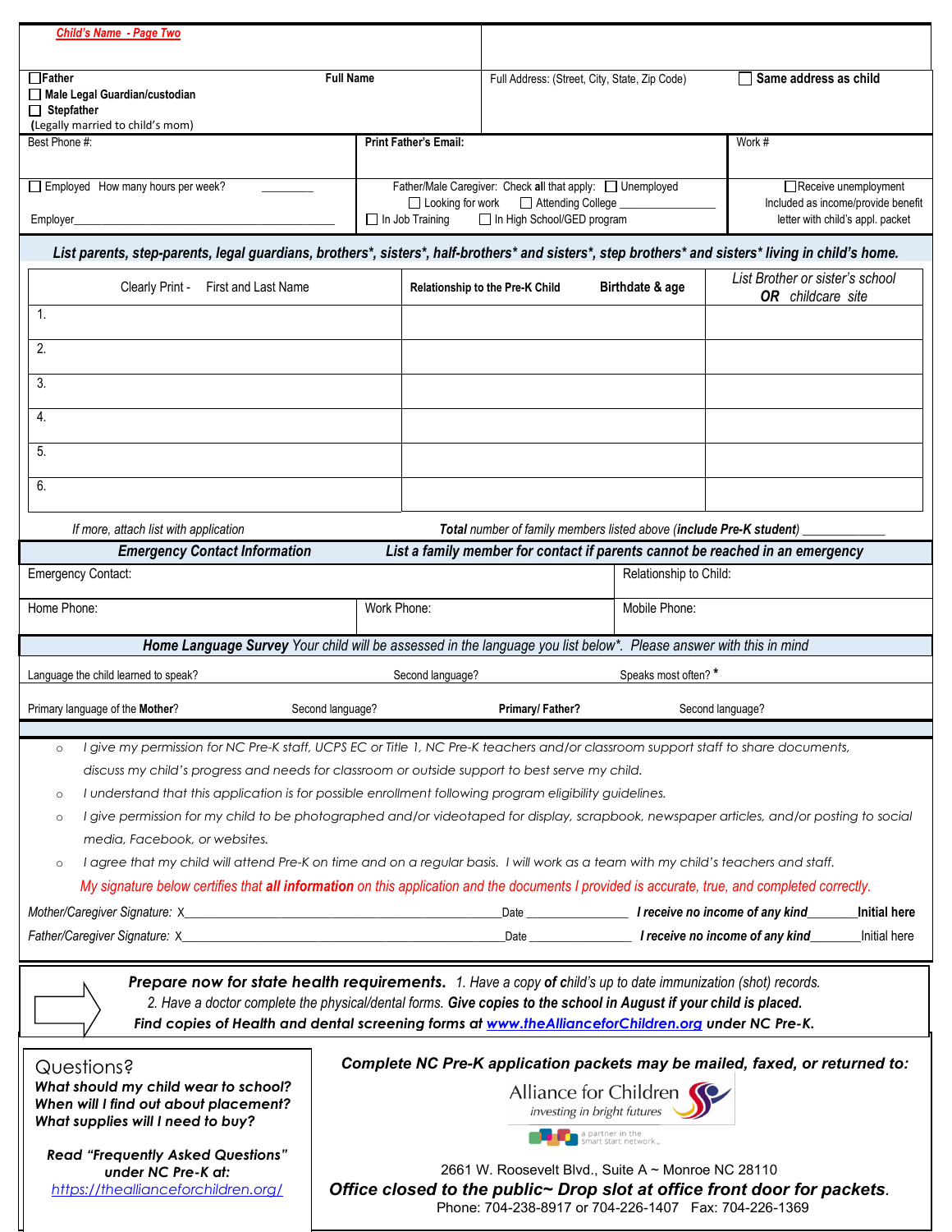**Child's Name - Page Two**

| ☐ Father<br>☐ Male Legal Guardian/custodian<br>☐ Stepfather<br>(Legally married to child's mom) **Full Name** | Full Address: (Street, City, State, Zip Code) | ☐ **Same address as child** |
|---|---|---|
| Best Phone #: | **Print Father's Email:** | Work # |
| ☐ Employed How many hours per week? _________<br><br>Employer___________________________________________ | Father/Male Caregiver: Check **all** that apply: ☐ Unemployed<br>☐ Looking for work ☐ Attending College ________________<br>☐ In Job Training ☐ In High School/GED program | ☐ Receive unemployment<br>Included as income/provide benefit letter with child's appl. packet |

***List parents, step-parents, legal guardians, brothers\*, sisters\*, half-brothers\* and sisters\*, step brothers\* and sisters\* living in child's home.***

| Clearly Print - First and Last Name | **Relationship to the Pre-K Child** **Birthdate & age** | *List Brother or sister's school* ***OR*** *childcare site* |
|---|---|---|
| 1. | | |
| 2. | | |
| 3. | | |
| 4. | | |
| 5. | | |
| 6. | | |

*If more, attach list with application* *__Total__ number of family members listed above (__include Pre-K student__)* ____________

| ***Emergency Contact Information*** | ***List a family member for contact if parents cannot be reached in an emergency*** | |
|---|---|---|
| Emergency Contact: | | Relationship to Child: |
| Home Phone: | Work Phone: | Mobile Phone: |

***Home Language Survey*** *Your child will be assessed in the language you list below\*. Please answer with this in mind*

| Language the child learned to speak? | | Second language? | | Speaks most often? **\*** |
|---|---|---|---|---|
| Primary language of the **Mother**? | Second language? | | **Primary/ Father?** | Second language? |

- *I give my permission for NC Pre-K staff, UCPS EC or Title 1, NC Pre-K teachers and/or classroom support staff to share documents, discuss my child's progress and needs for classroom or outside support to best serve my child.*
- *I understand that this application is for possible enrollment following program eligibility guidelines.*
- *I give permission for my child to be photographed and/or videotaped for display, scrapbook, newspaper articles, and/or posting to social media, Facebook, or websites.*
- *I agree that my child will attend Pre-K on time and on a regular basis. I will work as a team with my child's teachers and staff.*

*My signature below certifies that __all information__ on this application and the documents I provided is accurate, true, and completed correctly.*

*Mother/Caregiver Signature:* X_____________________________________________Date _______________ ***I receive no income of any kind***_______**Initial here**

*Father/Caregiver Signature:* X_____________________________________________Date _______________ ***I receive no income of any kind***_______Initial here

***Prepare now for state health requirements.*** *1. Have a copy __of__ child's up to date immunization (shot) records.*
*2. Have a doctor complete the physical/dental forms.* ***Give copies to the school in August if your child is placed.***
***Find copies of Health and dental screening forms at [www.theAllianceforChildren.org](www.theAllianceforChildren.org) under NC Pre-K.***

**Questions?**
***What should my child wear to school?***
***When will I find out about placement?***
***What supplies will I need to buy?***

***Read "Frequently Asked Questions" under NC Pre-K at:***
*[https://thealliancefor children.org/](https://thealliancefor children.org/)*

***Complete NC Pre-K application packets may be mailed, faxed, or returned to:***

Alliance for Children
*investing in bright futures*
a partner in the smart start network

2661 W. Roosevelt Blvd., Suite A ~ Monroe NC 28110
***Office closed to the public~ Drop slot at office front door for packets.***
Phone: 704-238-8917 or 704-226-1407 Fax: 704-226-1369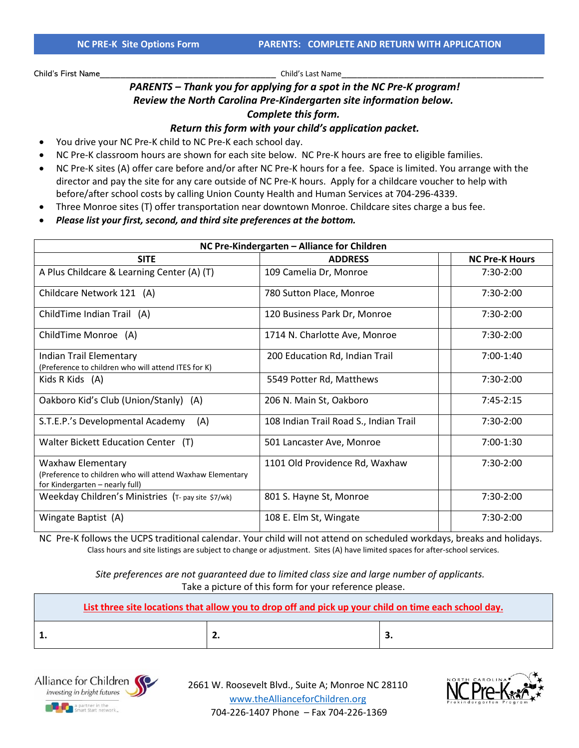**NC PRE-K Site Options Form** **PARENTS: COMPLETE AND RETURN WITH APPLICATION**

Child's First Name_______________________________________ Child's Last Name_____________________________________________

***PARENTS – Thank you for applying for a spot in the NC Pre-K program!***
***Review the North Carolina Pre-Kindergarten site information below.***
***Complete this form.***
***Return this form with your child's application packet.***

- You drive your NC Pre-K child to NC Pre-K each school day.
- NC Pre-K classroom hours are shown for each site below. NC Pre-K hours are free to eligible families.
- NC Pre-K sites (A) offer care before and/or after NC Pre-K hours for a fee. Space is limited. You arrange with the director and pay the site for any care outside of NC Pre-K hours. Apply for a childcare voucher to help with before/after school costs by calling Union County Health and Human Services at 704-296-4339.
- Three Monroe sites (T) offer transportation near downtown Monroe. Childcare sites charge a bus fee.
- ***Please list your first, second, and third site preferences at the bottom.***

| NC Pre-Kindergarten – Alliance for Children | | | |
|---|---|---|---|
| **SITE** | **ADDRESS** | | **NC Pre-K Hours** |
| A Plus Childcare & Learning Center (A) (T) | 109 Camelia Dr, Monroe | | 7:30-2:00 |
| Childcare Network 121 (A) | 780 Sutton Place, Monroe | | 7:30-2:00 |
| ChildTime Indian Trail (A) | 120 Business Park Dr, Monroe | | 7:30-2:00 |
| ChildTime Monroe (A) | 1714 N. Charlotte Ave, Monroe | | 7:30-2:00 |
| Indian Trail Elementary (Preference to children who will attend ITES for K) | 200 Education Rd, Indian Trail | | 7:00-1:40 |
| Kids R Kids (A) | 5549 Potter Rd, Matthews | | 7:30-2:00 |
| Oakboro Kid's Club (Union/Stanly) (A) | 206 N. Main St, Oakboro | | 7:45-2:15 |
| S.T.E.P.'s Developmental Academy (A) | 108 Indian Trail Road S., Indian Trail | | 7:30-2:00 |
| Walter Bickett Education Center (T) | 501 Lancaster Ave, Monroe | | 7:00-1:30 |
| Waxhaw Elementary (Preference to children who will attend Waxhaw Elementary for Kindergarten – nearly full) | 1101 Old Providence Rd, Waxhaw | | 7:30-2:00 |
| Weekday Children's Ministries (T- pay site $7/wk) | 801 S. Hayne St, Monroe | | 7:30-2:00 |
| Wingate Baptist (A) | 108 E. Elm St, Wingate | | 7:30-2:00 |

NC Pre-K follows the UCPS traditional calendar. Your child will not attend on scheduled workdays, breaks and holidays.
Class hours and site listings are subject to change or adjustment. Sites (A) have limited spaces for after-school services.

*Site preferences are not guaranteed due to limited class size and large number of applicants.*
Take a picture of this form for your reference please.

| List three site locations that allow you to drop off and pick up your child on time each school day. | | |
|---|---|---|
| **1.** | **2.** | **3.** |

Alliance for Children
investing in bright futures
a partner in the Smart Start network

2661 W. Roosevelt Blvd., Suite A; Monroe NC 28110
www.theAllianceforChildren.org
704-226-1407 Phone – Fax 704-226-1369

NORTH CAROLINA NC Pre-K Prekindergarten Program